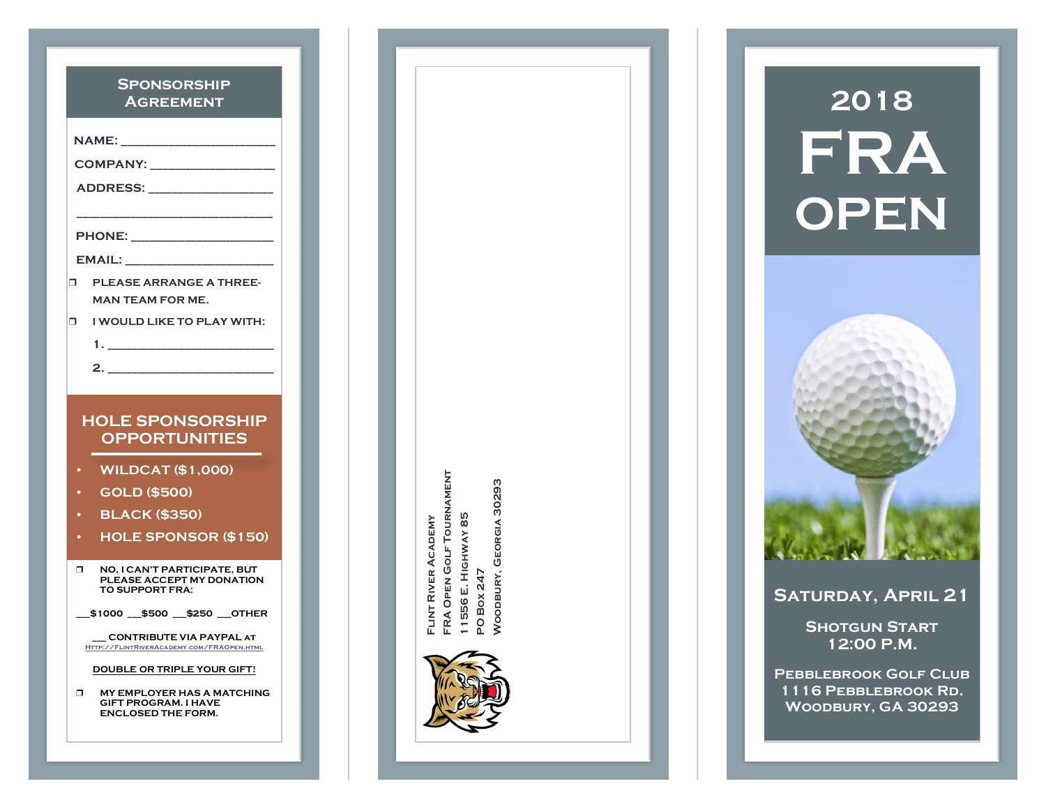## Sponsorship Agreement

NAME: ______________________

COMPANY: __________________

ADDRESS: __________________

____________________________

PHONE: ____________________

EMAIL: _____________________

❒ PLEASE ARRANGE A THREE-MAN TEAM FOR ME.

❒ I WOULD LIKE TO PLAY WITH:

1. ________________________

2. ________________________

## HOLE SPONSORSHIP OPPORTUNITIES

- WILDCAT ($1,000)
- GOLD ($500)
- BLACK ($350)
- HOLE SPONSOR ($150)

❒ NO, I CAN'T PARTICIPATE, BUT PLEASE ACCEPT MY DONATION TO SUPPORT FRA:

__$1000 __$500 __$250 __OTHER

__ CONTRIBUTE VIA PAYPAL AT Http://FlintRiverAcademy.com/FRAOpen.html

DOUBLE OR TRIPLE YOUR GIFT!

❒ MY EMPLOYER HAS A MATCHING GIFT PROGRAM. I HAVE ENCLOSED THE FORM.

Flint River Academy
FRA Open Golf Tournament
11556 E. Highway 85
PO Box 247
Woodbury, Georgia 30293

# 2018 FRA OPEN

Saturday, April 21

Shotgun Start
12:00 P.M.

Pebblebrook Golf Club
1116 Pebblebrook Rd.
Woodbury, GA 30293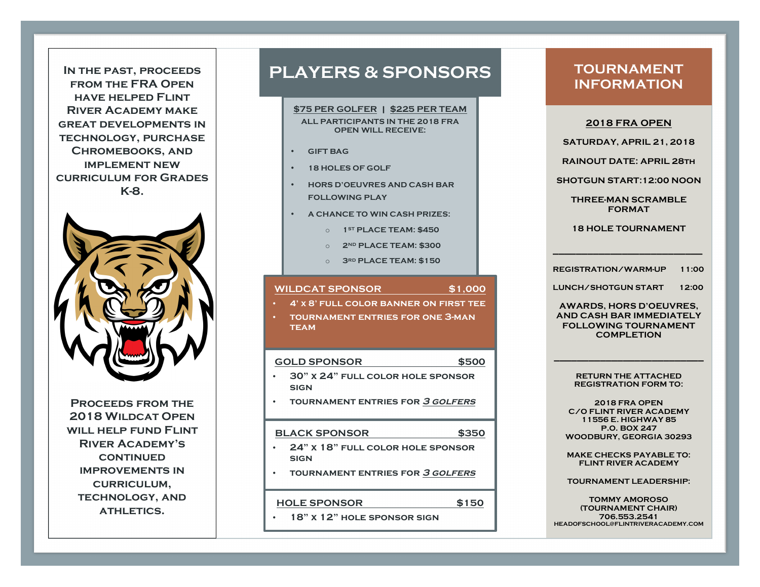In the past, proceeds from the FRA Open have helped Flint River Academy make great developments in technology, purchase Chromebooks, and implement new curriculum for grades K-8.

Proceeds from the 2018 Wildcat Open will help fund Flint River Academy's continued improvements in curriculum, technology, and athletics.

## PLAYERS & SPONSORS

$75 PER GOLFER | $225 PER TEAM

ALL PARTICIPANTS IN THE 2018 FRA OPEN WILL RECEIVE:

- GIFT BAG
- 18 HOLES OF GOLF
- HORS D'OEUVRES AND CASH BAR FOLLOWING PLAY
- A CHANCE TO WIN CASH PRIZES:
  - 1ST PLACE TEAM: $450
  - 2ND PLACE TEAM: $300
  - 3RD PLACE TEAM: $150

**WILDCAT SPONSOR $1,000**

- 4' x 8' FULL COLOR BANNER ON FIRST TEE
- TOURNAMENT ENTRIES FOR ONE 3-MAN TEAM

**GOLD SPONSOR $500**

- 30" x 24" FULL COLOR HOLE SPONSOR SIGN
- TOURNAMENT ENTRIES FOR *3 GOLFERS*

**BLACK SPONSOR $350**

- 24" x 18" FULL COLOR HOLE SPONSOR SIGN
- TOURNAMENT ENTRIES FOR *3 GOLFERS*

**HOLE SPONSOR $150**

- 18" x 12" HOLE SPONSOR SIGN

## TOURNAMENT INFORMATION

**2018 FRA OPEN**

SATURDAY, APRIL 21, 2018

RAINOUT DATE: APRIL 28TH

SHOTGUN START: 12:00 NOON

THREE-MAN SCRAMBLE FORMAT

18 HOLE TOURNAMENT

---

REGISTRATION/WARM-UP 11:00

LUNCH/SHOTGUN START 12:00

AWARDS, HORS D'OEUVRES, AND CASH BAR IMMEDIATELY FOLLOWING TOURNAMENT COMPLETION

---

RETURN THE ATTACHED REGISTRATION FORM TO:

2018 FRA OPEN
C/O FLINT RIVER ACADEMY
11556 E. HIGHWAY 85
P.O. BOX 247
WOODBURY, GEORGIA 30293

MAKE CHECKS PAYABLE TO:
FLINT RIVER ACADEMY

TOURNAMENT LEADERSHIP:

TOMMY AMOROSO
(TOURNAMENT CHAIR)
706.553.2541
HEADOFSCHOOL@FLINTRIVERACADEMY.COM